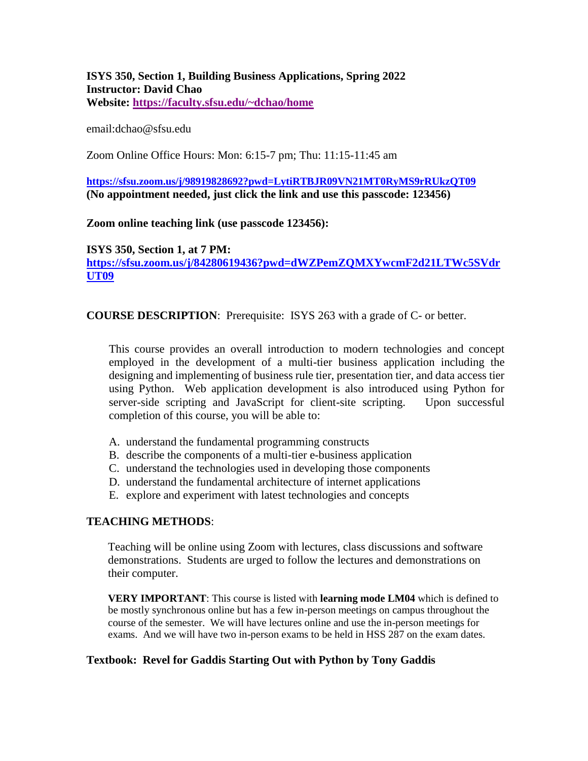**ISYS 350, Section 1, Building Business Applications, Spring 2022**
**Instructor: David Chao**
**Website: [https://faculty.sfsu.edu/~dchao/home](https://faculty.sfsu.edu/~dchao/home)**

email:dchao@sfsu.edu

Zoom Online Office Hours: Mon: 6:15-7 pm; Thu: 11:15-11:45 am

**[https://sfsu.zoom.us/j/98919828692?pwd=LytiRTBJR09VN21MT0RyMS9rRUkzQT09](https://sfsu.zoom.us/j/98919828692?pwd=LytiRTBJR09VN21MT0RyMS9rRUkzQT09)**
**(No appointment needed, just click the link and use this passcode: 123456)**

**Zoom online teaching link (use passcode 123456):**

**ISYS 350, Section 1, at 7 PM:**
**[https://sfsu.zoom.us/j/84280619436?pwd=dWZPemZQMXYwcmF2d21LTWc5SVdrUT09](https://sfsu.zoom.us/j/84280619436?pwd=dWZPemZQMXYwcmF2d21LTWc5SVdrUT09)**

**COURSE DESCRIPTION**: Prerequisite: ISYS 263 with a grade of C- or better.

This course provides an overall introduction to modern technologies and concept employed in the development of a multi-tier business application including the designing and implementing of business rule tier, presentation tier, and data access tier using Python. Web application development is also introduced using Python for server-side scripting and JavaScript for client-site scripting. Upon successful completion of this course, you will be able to:

A. understand the fundamental programming constructs
B. describe the components of a multi-tier e-business application
C. understand the technologies used in developing those components
D. understand the fundamental architecture of internet applications
E. explore and experiment with latest technologies and concepts

**TEACHING METHODS**:

Teaching will be online using Zoom with lectures, class discussions and software demonstrations. Students are urged to follow the lectures and demonstrations on their computer.

**VERY IMPORTANT**: This course is listed with **learning mode LM04** which is defined to be mostly synchronous online but has a few in-person meetings on campus throughout the course of the semester. We will have lectures online and use the in-person meetings for exams. And we will have two in-person exams to be held in HSS 287 on the exam dates.

**Textbook: Revel for Gaddis Starting Out with Python by Tony Gaddis**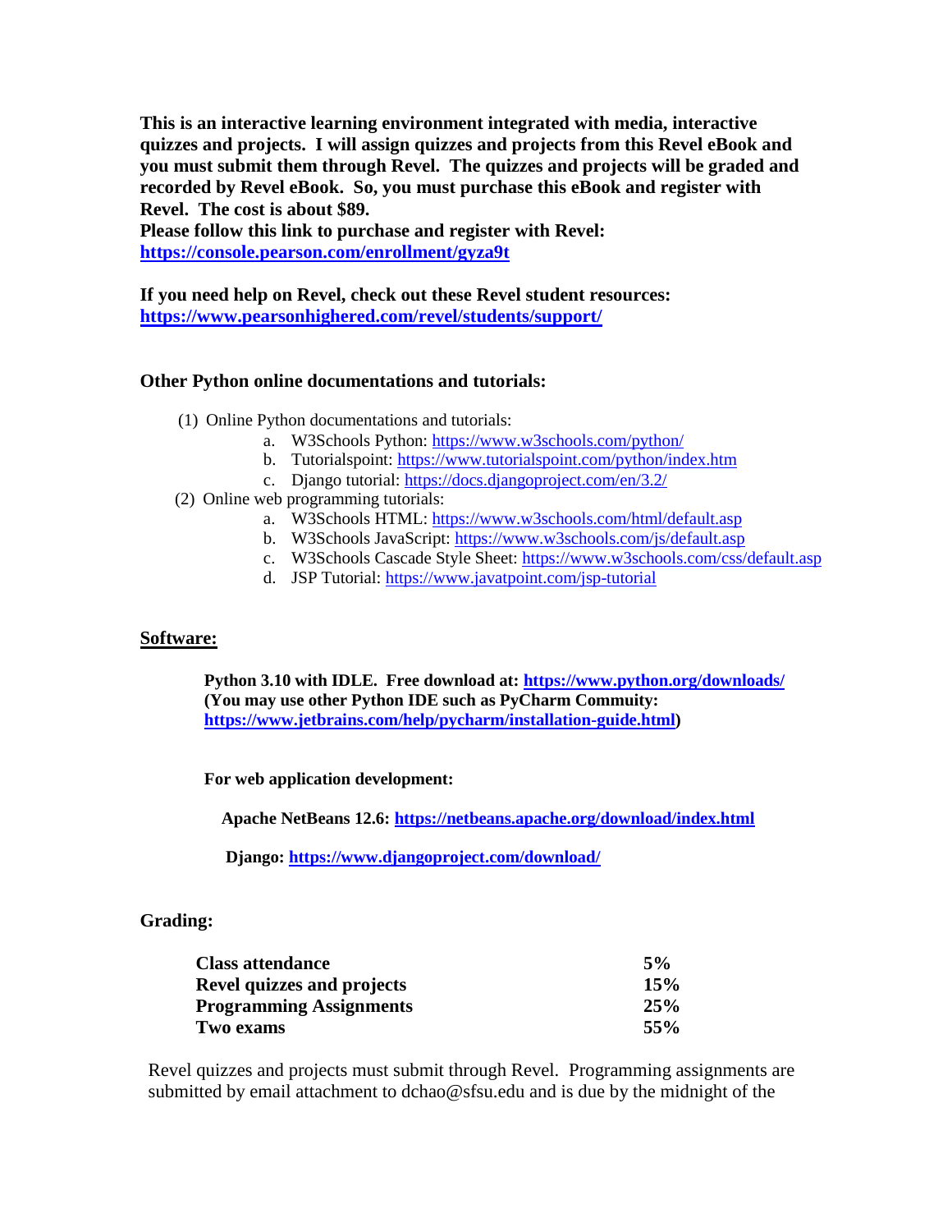**This is an interactive learning environment integrated with media, interactive quizzes and projects. I will assign quizzes and projects from this Revel eBook and you must submit them through Revel. The quizzes and projects will be graded and recorded by Revel eBook. So, you must purchase this eBook and register with Revel. The cost is about $89.**
**Please follow this link to purchase and register with Revel:**
**https://console.pearson.com/enrollment/gyza9t**

**If you need help on Revel, check out these Revel student resources:**
**https://www.pearsonhighered.com/revel/students/support/**

**Other Python online documentations and tutorials:**

(1) Online Python documentations and tutorials:
   a. W3Schools Python: https://www.w3schools.com/python/
   b. Tutorialspoint: https://www.tutorialspoint.com/python/index.htm
   c. Django tutorial: https://docs.djangoproject.com/en/3.2/

(2) Online web programming tutorials:
   a. W3Schools HTML: https://www.w3schools.com/html/default.asp
   b. W3Schools JavaScript: https://www.w3schools.com/js/default.asp
   c. W3Schools Cascade Style Sheet: https://www.w3schools.com/css/default.asp
   d. JSP Tutorial: https://www.javatpoint.com/jsp-tutorial

**Software:**

**Python 3.10 with IDLE. Free download at: https://www.python.org/downloads/**
**(You may use other Python IDE such as PyCharm Commuity: https://www.jetbrains.com/help/pycharm/installation-guide.html)**

**For web application development:**

**Apache NetBeans 12.6: https://netbeans.apache.org/download/index.html**

**Django: https://www.djangoproject.com/download/**

**Grading:**

| | |
|---|---|
| **Class attendance** | **5%** |
| **Revel quizzes and projects** | **15%** |
| **Programming Assignments** | **25%** |
| **Two exams** | **55%** |

Revel quizzes and projects must submit through Revel. Programming assignments are submitted by email attachment to dchao@sfsu.edu and is due by the midnight of the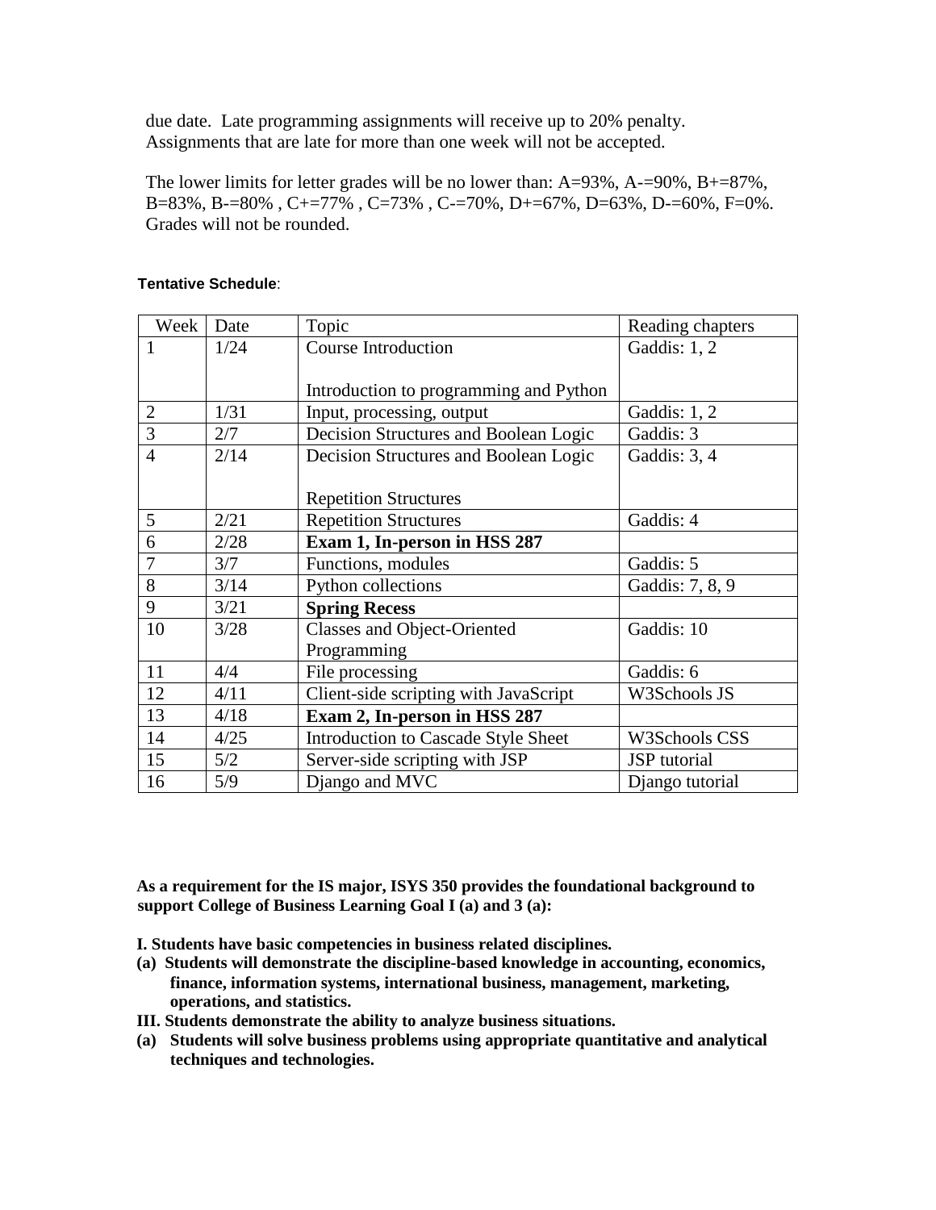due date. Late programming assignments will receive up to 20% penalty. Assignments that are late for more than one week will not be accepted.

The lower limits for letter grades will be no lower than: A=93%, A-=90%, B+=87%, B=83%, B-=80% , C+=77% , C=73% , C-=70%, D+=67%, D=63%, D-=60%, F=0%. Grades will not be rounded.

**Tentative Schedule**:

| Week | Date | Topic | Reading chapters |
|---|---|---|---|
| 1 | 1/24 | Course Introduction<br><br>Introduction to programming and Python | Gaddis: 1, 2 |
| 2 | 1/31 | Input, processing, output | Gaddis: 1, 2 |
| 3 | 2/7 | Decision Structures and Boolean Logic | Gaddis: 3 |
| 4 | 2/14 | Decision Structures and Boolean Logic<br><br>Repetition Structures | Gaddis: 3, 4 |
| 5 | 2/21 | Repetition Structures | Gaddis: 4 |
| 6 | 2/28 | **Exam 1, In-person in HSS 287** | |
| 7 | 3/7 | Functions, modules | Gaddis: 5 |
| 8 | 3/14 | Python collections | Gaddis: 7, 8, 9 |
| 9 | 3/21 | **Spring Recess** | |
| 10 | 3/28 | Classes and Object-Oriented Programming | Gaddis: 10 |
| 11 | 4/4 | File processing | Gaddis: 6 |
| 12 | 4/11 | Client-side scripting with JavaScript | W3Schools JS |
| 13 | 4/18 | **Exam 2, In-person in HSS 287** | |
| 14 | 4/25 | Introduction to Cascade Style Sheet | W3Schools CSS |
| 15 | 5/2 | Server-side scripting with JSP | JSP tutorial |
| 16 | 5/9 | Django and MVC | Django tutorial |

**As a requirement for the IS major, ISYS 350 provides the foundational background to support College of Business Learning Goal I (a) and 3 (a):**

**I. Students have basic competencies in business related disciplines.**

**(a) Students will demonstrate the discipline-based knowledge in accounting, economics, finance, information systems, international business, management, marketing, operations, and statistics.**

**III. Students demonstrate the ability to analyze business situations.**

**(a) Students will solve business problems using appropriate quantitative and analytical techniques and technologies.**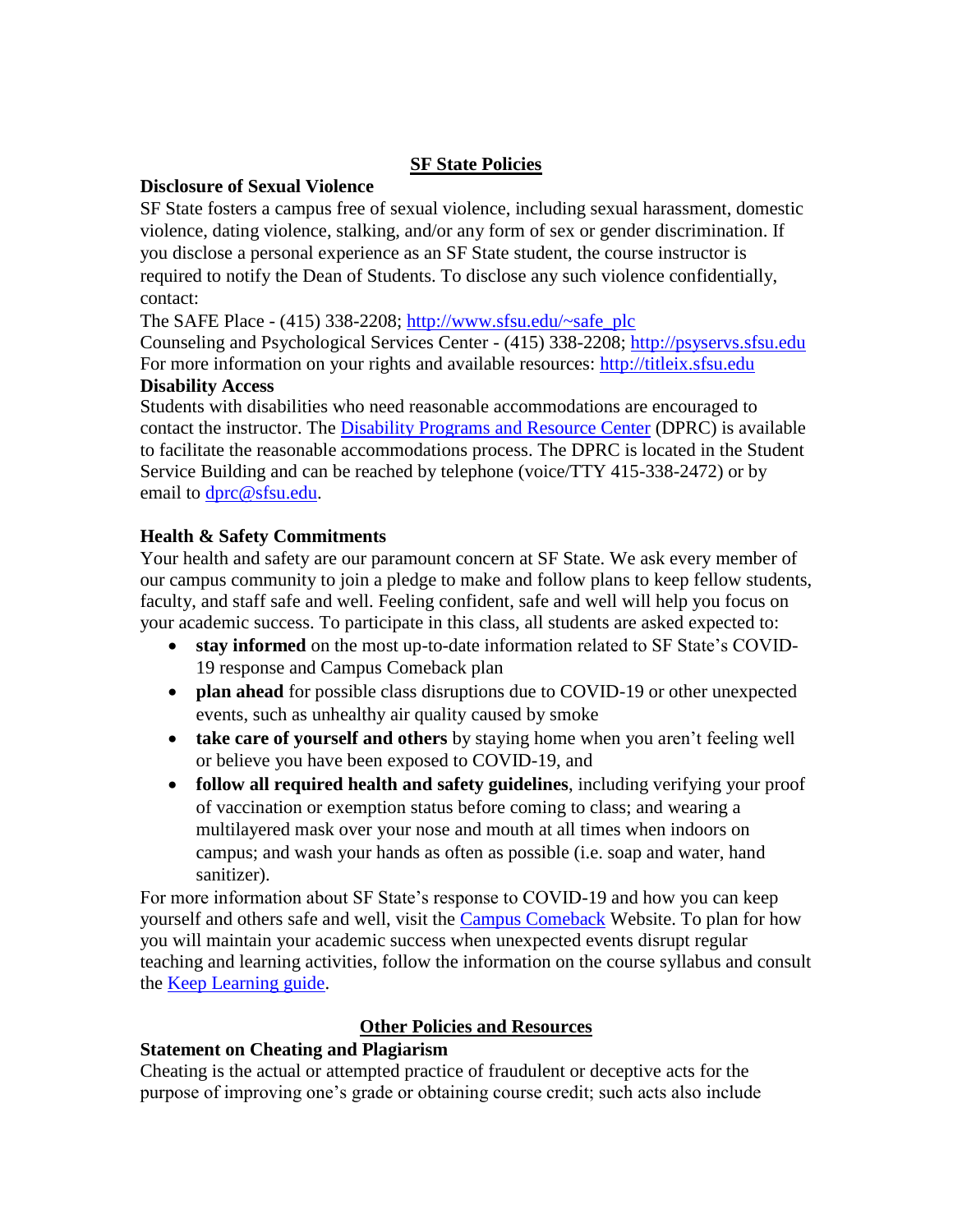## SF State Policies

**Disclosure of Sexual Violence**

SF State fosters a campus free of sexual violence, including sexual harassment, domestic violence, dating violence, stalking, and/or any form of sex or gender discrimination. If you disclose a personal experience as an SF State student, the course instructor is required to notify the Dean of Students. To disclose any such violence confidentially, contact:

The SAFE Place - (415) 338-2208; [http://www.sfsu.edu/~safe_plc](http://www.sfsu.edu/~safe_plc)
Counseling and Psychological Services Center - (415) 338-2208; [http://psyservs.sfsu.edu](http://psyservs.sfsu.edu)
For more information on your rights and available resources: [http://titleix.sfsu.edu](http://titleix.sfsu.edu)

**Disability Access**

Students with disabilities who need reasonable accommodations are encouraged to contact the instructor. The Disability Programs and Resource Center (DPRC) is available to facilitate the reasonable accommodations process. The DPRC is located in the Student Service Building and can be reached by telephone (voice/TTY 415-338-2472) or by email to [dprc@sfsu.edu](mailto:dprc@sfsu.edu).

**Health & Safety Commitments**

Your health and safety are our paramount concern at SF State. We ask every member of our campus community to join a pledge to make and follow plans to keep fellow students, faculty, and staff safe and well. Feeling confident, safe and well will help you focus on your academic success. To participate in this class, all students are asked expected to:

- **stay informed** on the most up-to-date information related to SF State's COVID-19 response and Campus Comeback plan
- **plan ahead** for possible class disruptions due to COVID-19 or other unexpected events, such as unhealthy air quality caused by smoke
- **take care of yourself and others** by staying home when you aren't feeling well or believe you have been exposed to COVID-19, and
- **follow all required health and safety guidelines**, including verifying your proof of vaccination or exemption status before coming to class; and wearing a multilayered mask over your nose and mouth at all times when indoors on campus; and wash your hands as often as possible (i.e. soap and water, hand sanitizer).

For more information about SF State's response to COVID-19 and how you can keep yourself and others safe and well, visit the Campus Comeback Website. To plan for how you will maintain your academic success when unexpected events disrupt regular teaching and learning activities, follow the information on the course syllabus and consult the Keep Learning guide.

## Other Policies and Resources

**Statement on Cheating and Plagiarism**

Cheating is the actual or attempted practice of fraudulent or deceptive acts for the purpose of improving one's grade or obtaining course credit; such acts also include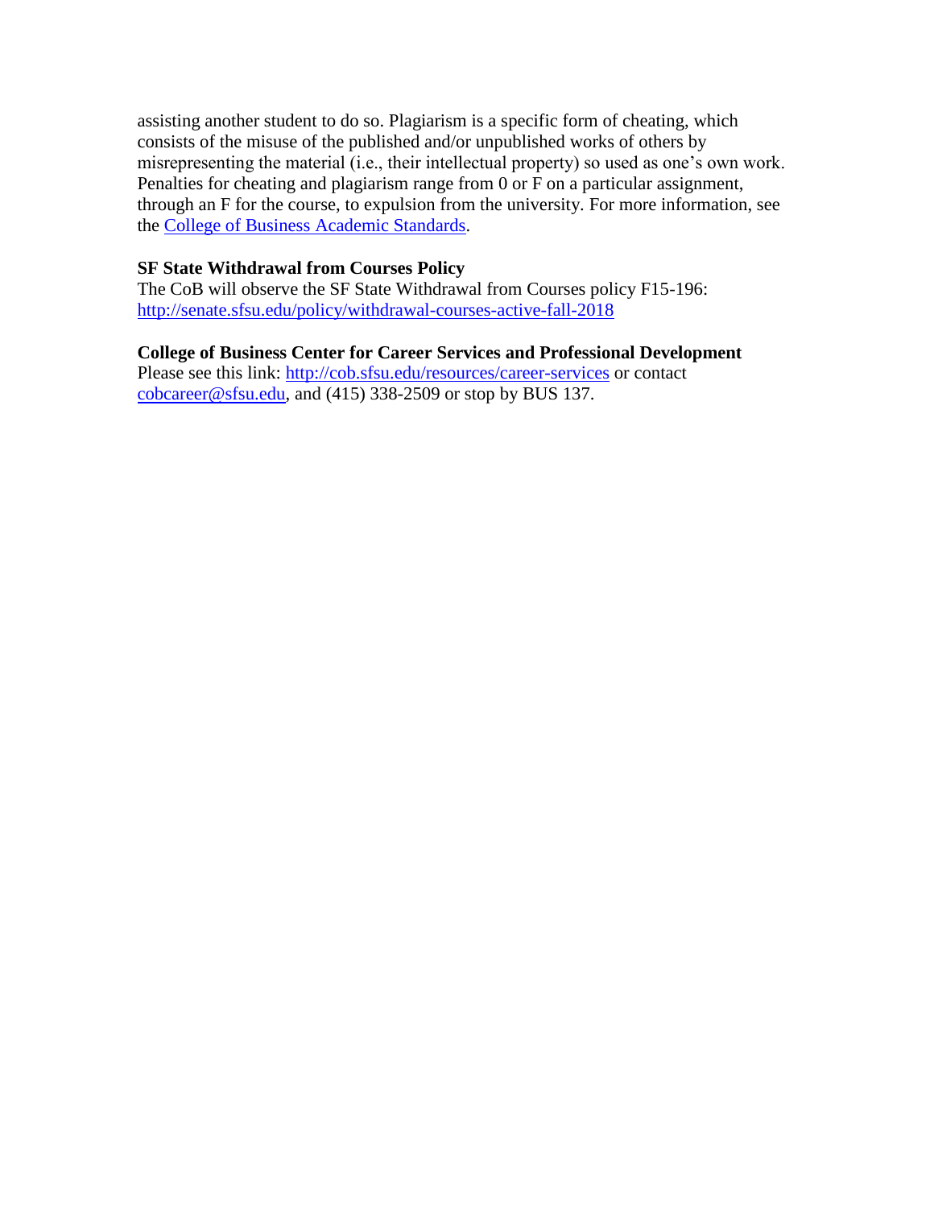assisting another student to do so. Plagiarism is a specific form of cheating, which consists of the misuse of the published and/or unpublished works of others by misrepresenting the material (i.e., their intellectual property) so used as one's own work. Penalties for cheating and plagiarism range from 0 or F on a particular assignment, through an F for the course, to expulsion from the university. For more information, see the College of Business Academic Standards.

**SF State Withdrawal from Courses Policy**

The CoB will observe the SF State Withdrawal from Courses policy F15-196: http://senate.sfsu.edu/policy/withdrawal-courses-active-fall-2018

**College of Business Center for Career Services and Professional Development**

Please see this link: http://cob.sfsu.edu/resources/career-services or contact cobcareer@sfsu.edu, and (415) 338-2509 or stop by BUS 137.